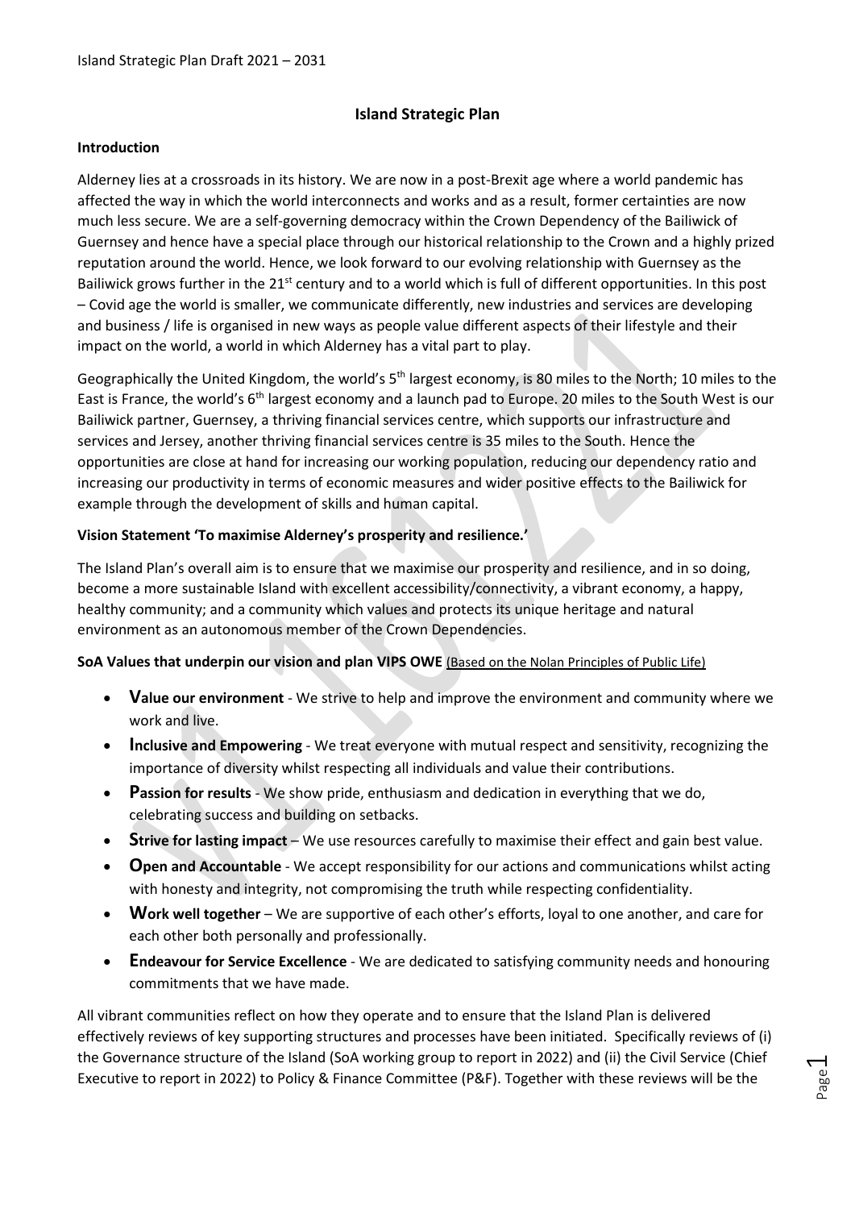# Island Strategic Plan

## Introduction

Alderney lies at a crossroads in its history. We are now in a post-Brexit age where a world pandemic has affected the way in which the world interconnects and works and as a result, former certainties are now much less secure. We are a self-governing democracy within the Crown Dependency of the Bailiwick of Guernsey and hence have a special place through our historical relationship to the Crown and a highly prized reputation around the world. Hence, we look forward to our evolving relationship with Guernsey as the Bailiwick grows further in the 21st century and to a world which is full of different opportunities. In this post – Covid age the world is smaller, we communicate differently, new industries and services are developing and business / life is organised in new ways as people value different aspects of their lifestyle and their impact on the world, a world in which Alderney has a vital part to play.

Geographically the United Kingdom, the world's 5th largest economy, is 80 miles to the North; 10 miles to the East is France, the world's 6th largest economy and a launch pad to Europe. 20 miles to the South West is our Bailiwick partner, Guernsey, a thriving financial services centre, which supports our infrastructure and services and Jersey, another thriving financial services centre is 35 miles to the South. Hence the opportunities are close at hand for increasing our working population, reducing our dependency ratio and increasing our productivity in terms of economic measures and wider positive effects to the Bailiwick for example through the development of skills and human capital.

## Vision Statement 'To maximise Alderney's prosperity and resilience.'

The Island Plan's overall aim is to ensure that we maximise our prosperity and resilience, and in so doing, become a more sustainable Island with excellent accessibility/connectivity, a vibrant economy, a happy, healthy community; and a community which values and protects its unique heritage and natural environment as an autonomous member of the Crown Dependencies.

**SoA Values that underpin our vision and plan VIPS OWE** (Based on the Nolan Principles of Public Life)

- **Value our environment** - We strive to help and improve the environment and community where we work and live.
- **Inclusive and Empowering** - We treat everyone with mutual respect and sensitivity, recognizing the importance of diversity whilst respecting all individuals and value their contributions.
- **Passion for results** - We show pride, enthusiasm and dedication in everything that we do, celebrating success and building on setbacks.
- **Strive for lasting impact** – We use resources carefully to maximise their effect and gain best value.
- **Open and Accountable** - We accept responsibility for our actions and communications whilst acting with honesty and integrity, not compromising the truth while respecting confidentiality.
- **Work well together** – We are supportive of each other's efforts, loyal to one another, and care for each other both personally and professionally.
- **Endeavour for Service Excellence** - We are dedicated to satisfying community needs and honouring commitments that we have made.

All vibrant communities reflect on how they operate and to ensure that the Island Plan is delivered effectively reviews of key supporting structures and processes have been initiated. Specifically reviews of (i) the Governance structure of the Island (SoA working group to report in 2022) and (ii) the Civil Service (Chief Executive to report in 2022) to Policy & Finance Committee (P&F). Together with these reviews will be the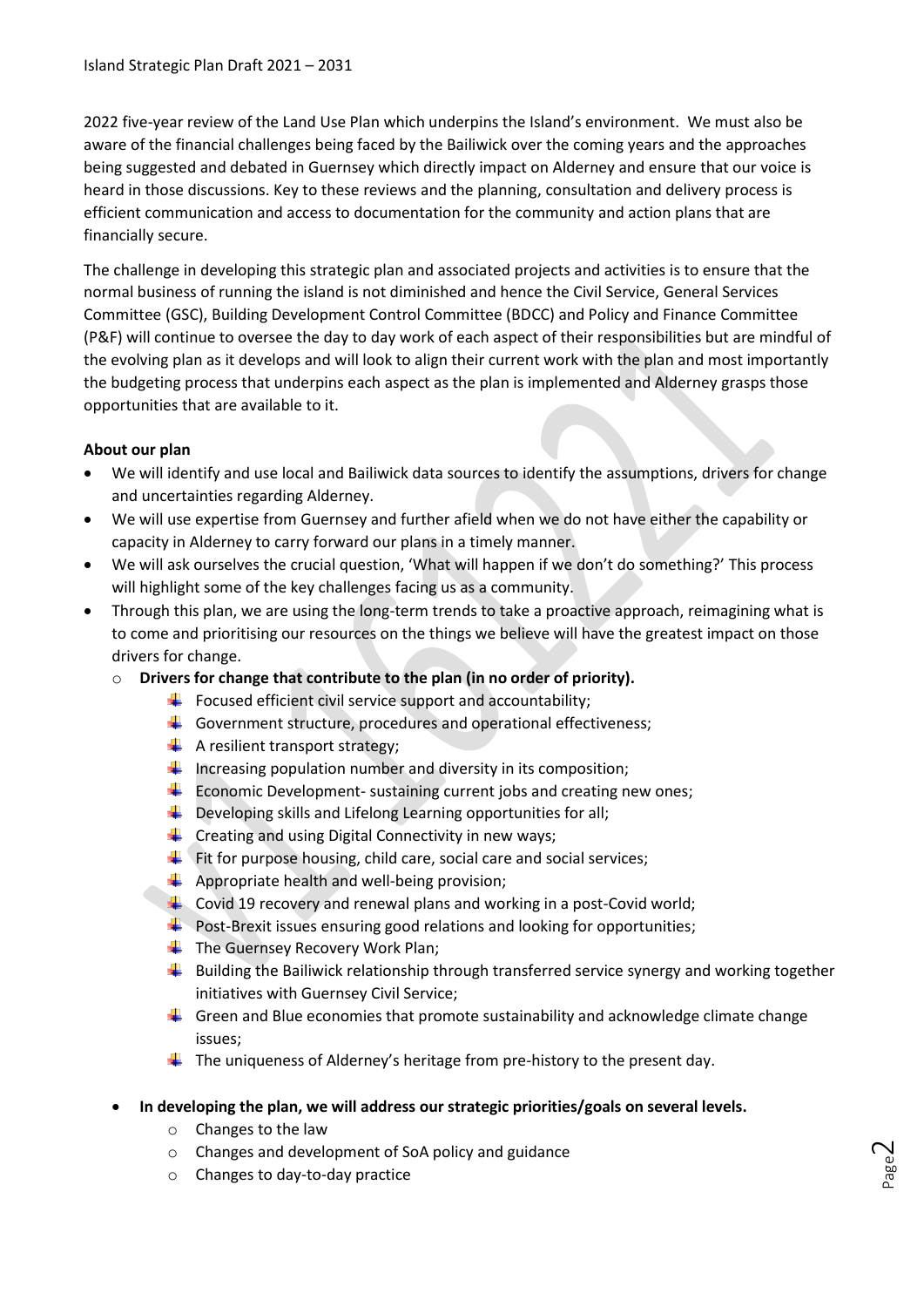2022 five-year review of the Land Use Plan which underpins the Island's environment. We must also be aware of the financial challenges being faced by the Bailiwick over the coming years and the approaches being suggested and debated in Guernsey which directly impact on Alderney and ensure that our voice is heard in those discussions. Key to these reviews and the planning, consultation and delivery process is efficient communication and access to documentation for the community and action plans that are financially secure.

The challenge in developing this strategic plan and associated projects and activities is to ensure that the normal business of running the island is not diminished and hence the Civil Service, General Services Committee (GSC), Building Development Control Committee (BDCC) and Policy and Finance Committee (P&F) will continue to oversee the day to day work of each aspect of their responsibilities but are mindful of the evolving plan as it develops and will look to align their current work with the plan and most importantly the budgeting process that underpins each aspect as the plan is implemented and Alderney grasps those opportunities that are available to it.

**About our plan**

- We will identify and use local and Bailiwick data sources to identify the assumptions, drivers for change and uncertainties regarding Alderney.
- We will use expertise from Guernsey and further afield when we do not have either the capability or capacity in Alderney to carry forward our plans in a timely manner.
- We will ask ourselves the crucial question, 'What will happen if we don't do something?' This process will highlight some of the key challenges facing us as a community.
- Through this plan, we are using the long-term trends to take a proactive approach, reimagining what is to come and prioritising our resources on the things we believe will have the greatest impact on those drivers for change.
    - **Drivers for change that contribute to the plan (in no order of priority).**
        - Focused efficient civil service support and accountability;
        - Government structure, procedures and operational effectiveness;
        - A resilient transport strategy;
        - Increasing population number and diversity in its composition;
        - Economic Development- sustaining current jobs and creating new ones;
        - Developing skills and Lifelong Learning opportunities for all;
        - Creating and using Digital Connectivity in new ways;
        - Fit for purpose housing, child care, social care and social services;
        - Appropriate health and well-being provision;
        - Covid 19 recovery and renewal plans and working in a post-Covid world;
        - Post-Brexit issues ensuring good relations and looking for opportunities;
        - The Guernsey Recovery Work Plan;
        - Building the Bailiwick relationship through transferred service synergy and working together initiatives with Guernsey Civil Service;
        - Green and Blue economies that promote sustainability and acknowledge climate change issues;
        - The uniqueness of Alderney's heritage from pre-history to the present day.
- **In developing the plan, we will address our strategic priorities/goals on several levels.**
    - Changes to the law
    - Changes and development of SoA policy and guidance
    - Changes to day-to-day practice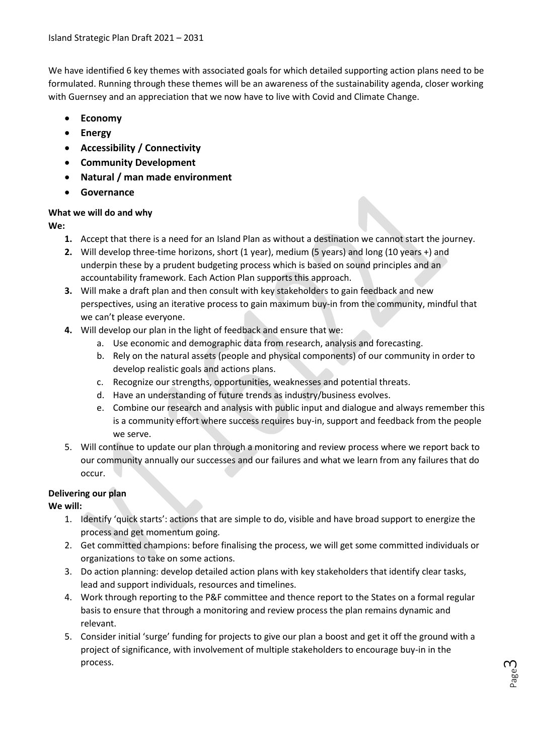We have identified 6 key themes with associated goals for which detailed supporting action plans need to be formulated. Running through these themes will be an awareness of the sustainability agenda, closer working with Guernsey and an appreciation that we now have to live with Covid and Climate Change.

- **Economy**
- **Energy**
- **Accessibility / Connectivity**
- **Community Development**
- **Natural / man made environment**
- **Governance**

**What we will do and why**

**We:**

1. Accept that there is a need for an Island Plan as without a destination we cannot start the journey.
2. Will develop three-time horizons, short (1 year), medium (5 years) and long (10 years +) and underpin these by a prudent budgeting process which is based on sound principles and an accountability framework. Each Action Plan supports this approach.
3. Will make a draft plan and then consult with key stakeholders to gain feedback and new perspectives, using an iterative process to gain maximum buy-in from the community, mindful that we can't please everyone.
4. Will develop our plan in the light of feedback and ensure that we:
   a. Use economic and demographic data from research, analysis and forecasting.
   b. Rely on the natural assets (people and physical components) of our community in order to develop realistic goals and actions plans.
   c. Recognize our strengths, opportunities, weaknesses and potential threats.
   d. Have an understanding of future trends as industry/business evolves.
   e. Combine our research and analysis with public input and dialogue and always remember this is a community effort where success requires buy-in, support and feedback from the people we serve.
5. Will continue to update our plan through a monitoring and review process where we report back to our community annually our successes and our failures and what we learn from any failures that do occur.

**Delivering our plan**

**We will:**

1. Identify 'quick starts': actions that are simple to do, visible and have broad support to energize the process and get momentum going.
2. Get committed champions: before finalising the process, we will get some committed individuals or organizations to take on some actions.
3. Do action planning: develop detailed action plans with key stakeholders that identify clear tasks, lead and support individuals, resources and timelines.
4. Work through reporting to the P&F committee and thence report to the States on a formal regular basis to ensure that through a monitoring and review process the plan remains dynamic and relevant.
5. Consider initial 'surge' funding for projects to give our plan a boost and get it off the ground with a project of significance, with involvement of multiple stakeholders to encourage buy-in in the process.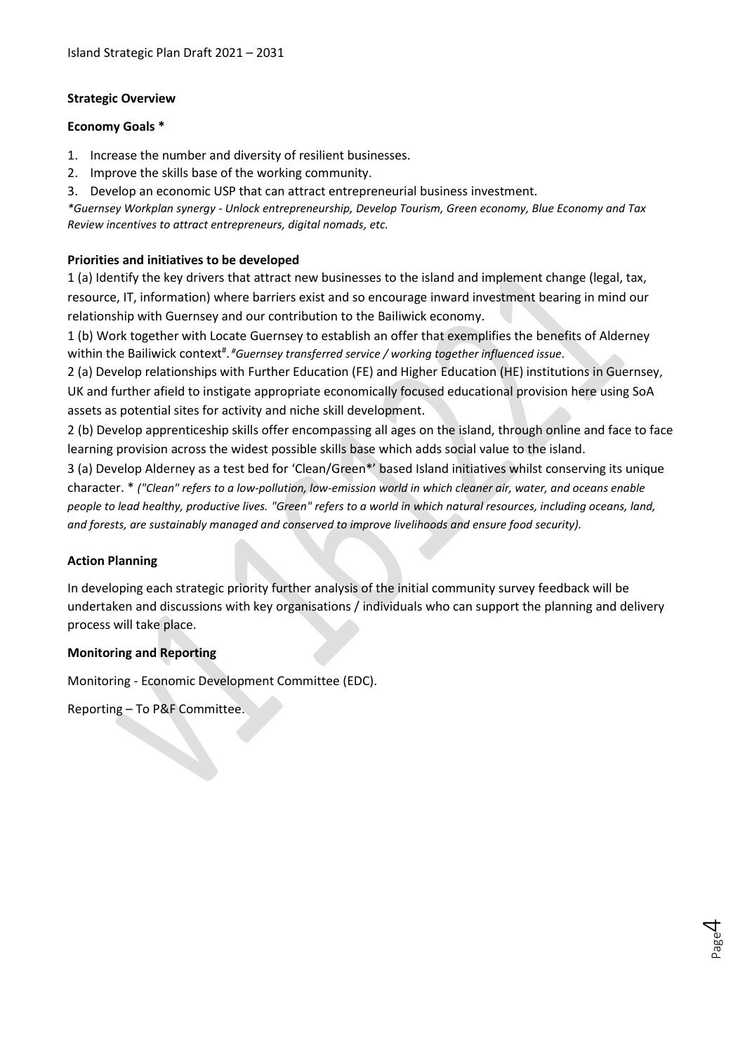**Strategic Overview**

**Economy Goals ***

1. Increase the number and diversity of resilient businesses.
2. Improve the skills base of the working community.
3. Develop an economic USP that can attract entrepreneurial business investment.

*\*Guernsey Workplan synergy - Unlock entrepreneurship, Develop Tourism, Green economy, Blue Economy and Tax Review incentives to attract entrepreneurs, digital nomads, etc.*

**Priorities and initiatives to be developed**

1 (a) Identify the key drivers that attract new businesses to the island and implement change (legal, tax, resource, IT, information) where barriers exist and so encourage inward investment bearing in mind our relationship with Guernsey and our contribution to the Bailiwick economy.

1 (b) Work together with Locate Guernsey to establish an offer that exemplifies the benefits of Alderney within the Bailiwick context[#]. *[#]Guernsey transferred service / working together influenced issue*.

2 (a) Develop relationships with Further Education (FE) and Higher Education (HE) institutions in Guernsey, UK and further afield to instigate appropriate economically focused educational provision here using SoA assets as potential sites for activity and niche skill development.

2 (b) Develop apprenticeship skills offer encompassing all ages on the island, through online and face to face learning provision across the widest possible skills base which adds social value to the island.

3 (a) Develop Alderney as a test bed for 'Clean/Green*' based Island initiatives whilst conserving its unique character. * *("Clean" refers to a low-pollution, low-emission world in which cleaner air, water, and oceans enable people to lead healthy, productive lives. "Green" refers to a world in which natural resources, including oceans, land, and forests, are sustainably managed and conserved to improve livelihoods and ensure food security).*

**Action Planning**

In developing each strategic priority further analysis of the initial community survey feedback will be undertaken and discussions with key organisations / individuals who can support the planning and delivery process will take place.

**Monitoring and Reporting**

Monitoring - Economic Development Committee (EDC).

Reporting – To P&F Committee.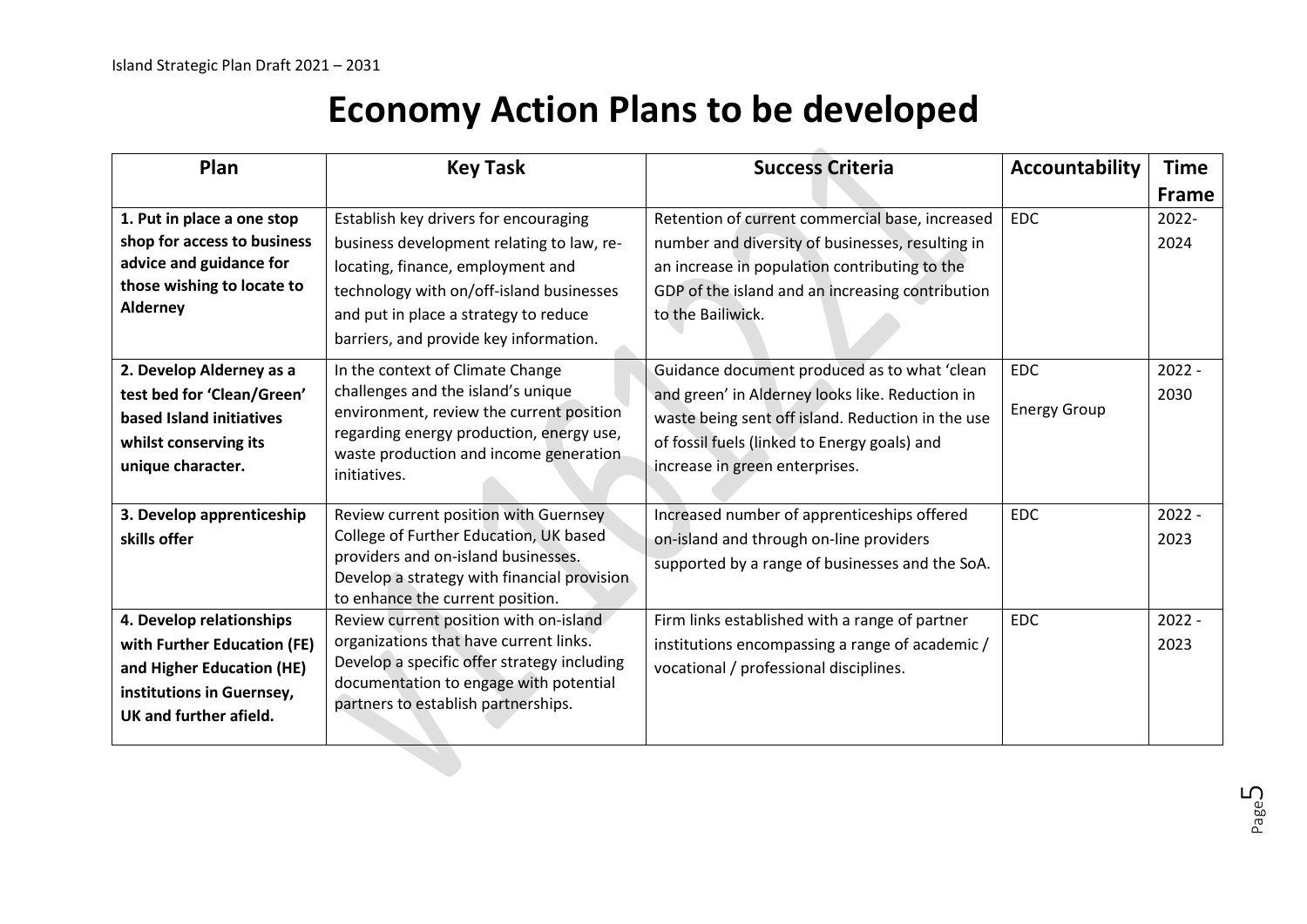# Economy Action Plans to be developed

| Plan | Key Task | Success Criteria | Accountability | Time Frame |
|---|---|---|---|---|
| **1. Put in place a one stop shop for access to business advice and guidance for those wishing to locate to Alderney** | Establish key drivers for encouraging business development relating to law, re-locating, finance, employment and technology with on/off-island businesses and put in place a strategy to reduce barriers, and provide key information. | Retention of current commercial base, increased number and diversity of businesses, resulting in an increase in population contributing to the GDP of the island and an increasing contribution to the Bailiwick. | EDC | 2022-2024 |
| **2. Develop Alderney as a test bed for 'Clean/Green' based Island initiatives whilst conserving its unique character.** | In the context of Climate Change challenges and the island's unique environment, review the current position regarding energy production, energy use, waste production and income generation initiatives. | Guidance document produced as to what 'clean and green' in Alderney looks like. Reduction in waste being sent off island. Reduction in the use of fossil fuels (linked to Energy goals) and increase in green enterprises. | EDC<br>Energy Group | 2022 - 2030 |
| **3. Develop apprenticeship skills offer** | Review current position with Guernsey College of Further Education, UK based providers and on-island businesses. Develop a strategy with financial provision to enhance the current position. | Increased number of apprenticeships offered on-island and through on-line providers supported by a range of businesses and the SoA. | EDC | 2022 - 2023 |
| **4. Develop relationships with Further Education (FE) and Higher Education (HE) institutions in Guernsey, UK and further afield.** | Review current position with on-island organizations that have current links. Develop a specific offer strategy including documentation to engage with potential partners to establish partnerships. | Firm links established with a range of partner institutions encompassing a range of academic / vocational / professional disciplines. | EDC | 2022 - 2023 |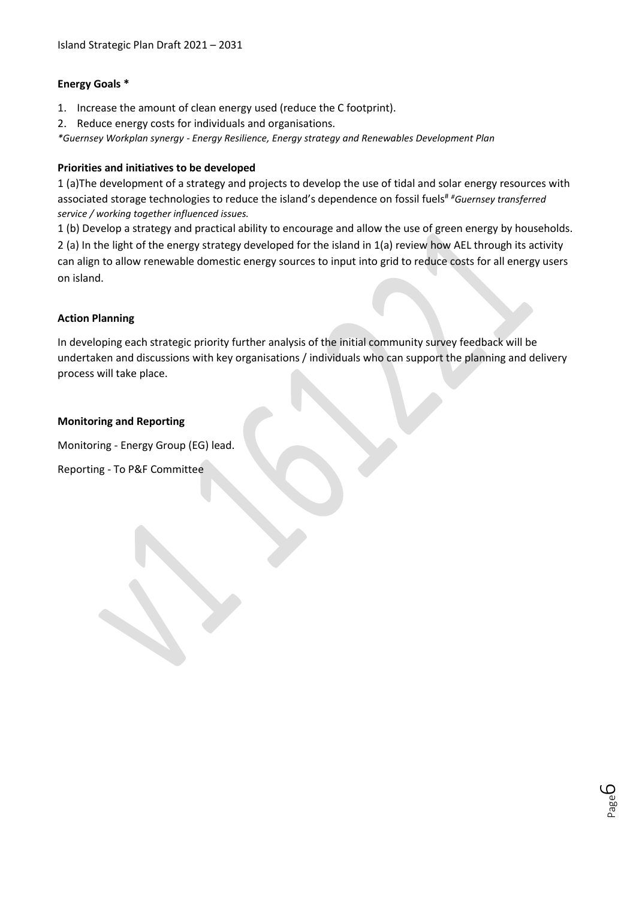**Energy Goals ***

1. Increase the amount of clean energy used (reduce the C footprint).
2. Reduce energy costs for individuals and organisations.

*\*Guernsey Workplan synergy - Energy Resilience, Energy strategy and Renewables Development Plan*

**Priorities and initiatives to be developed**

1 (a)The development of a strategy and projects to develop the use of tidal and solar energy resources with associated storage technologies to reduce the island's dependence on fossil fuels[#] *#Guernsey transferred service / working together influenced issues.*

1 (b) Develop a strategy and practical ability to encourage and allow the use of green energy by households.

2 (a) In the light of the energy strategy developed for the island in 1(a) review how AEL through its activity can align to allow renewable domestic energy sources to input into grid to reduce costs for all energy users on island.

**Action Planning**

In developing each strategic priority further analysis of the initial community survey feedback will be undertaken and discussions with key organisations / individuals who can support the planning and delivery process will take place.

**Monitoring and Reporting**

Monitoring - Energy Group (EG) lead.

Reporting - To P&F Committee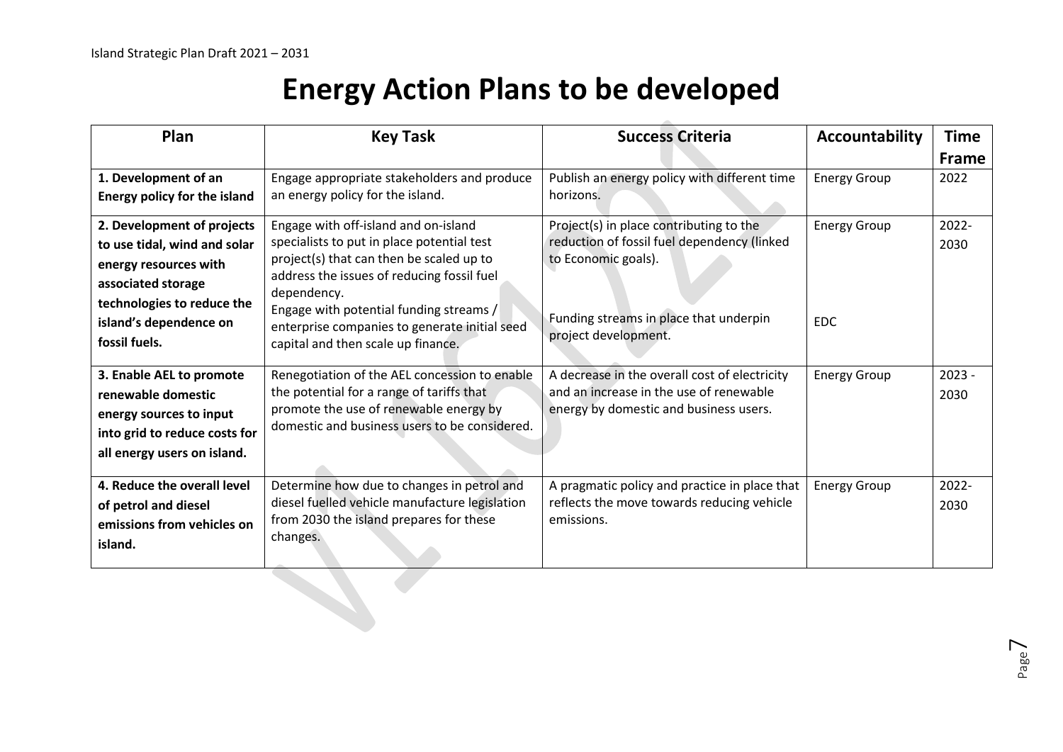# Energy Action Plans to be developed

| Plan | Key Task | Success Criteria | Accountability | Time Frame |
|---|---|---|---|---|
| **1. Development of an Energy policy for the island** | Engage appropriate stakeholders and produce an energy policy for the island. | Publish an energy policy with different time horizons. | Energy Group | 2022 |
| **2. Development of projects to use tidal, wind and solar energy resources with associated storage technologies to reduce the island's dependence on fossil fuels.** | Engage with off-island and on-island specialists to put in place potential test project(s) that can then be scaled up to address the issues of reducing fossil fuel dependency.<br>Engage with potential funding streams / enterprise companies to generate initial seed capital and then scale up finance. | Project(s) in place contributing to the reduction of fossil fuel dependency (linked to Economic goals).<br><br>Funding streams in place that underpin project development. | Energy Group<br><br>EDC | 2022-2030 |
| **3. Enable AEL to promote renewable domestic energy sources to input into grid to reduce costs for all energy users on island.** | Renegotiation of the AEL concession to enable the potential for a range of tariffs that promote the use of renewable energy by domestic and business users to be considered. | A decrease in the overall cost of electricity and an increase in the use of renewable energy by domestic and business users. | Energy Group | 2023 - 2030 |
| **4. Reduce the overall level of petrol and diesel emissions from vehicles on island.** | Determine how due to changes in petrol and diesel fuelled vehicle manufacture legislation from 2030 the island prepares for these changes. | A pragmatic policy and practice in place that reflects the move towards reducing vehicle emissions. | Energy Group | 2022-2030 |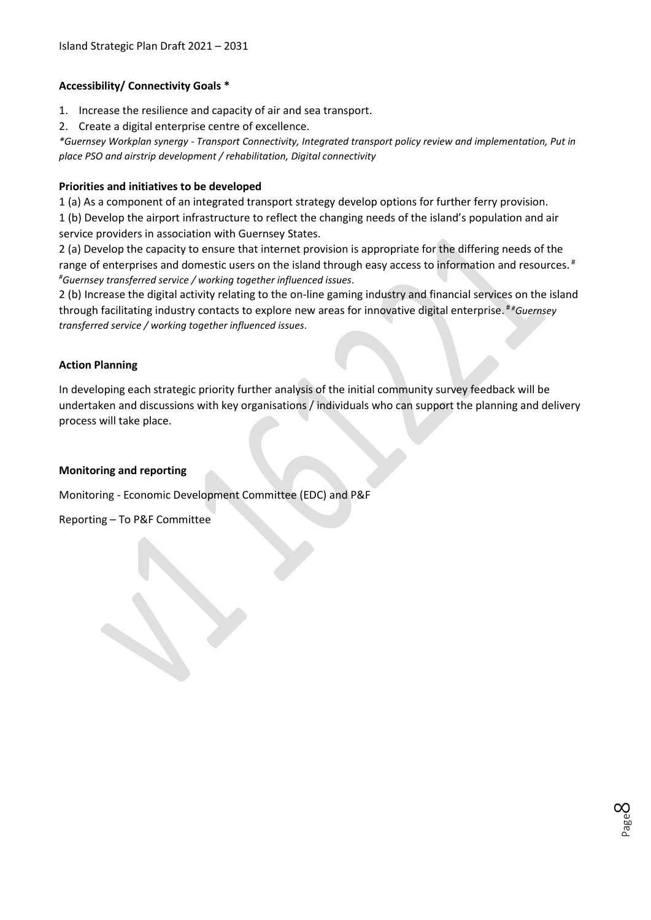**Accessibility/ Connectivity Goals ***

1. Increase the resilience and capacity of air and sea transport.
2. Create a digital enterprise centre of excellence.

*\*Guernsey Workplan synergy - Transport Connectivity, Integrated transport policy review and implementation, Put in place PSO and airstrip development / rehabilitation, Digital connectivity*

**Priorities and initiatives to be developed**

1 (a) As a component of an integrated transport strategy develop options for further ferry provision.

1 (b) Develop the airport infrastructure to reflect the changing needs of the island's population and air service providers in association with Guernsey States.

2 (a) Develop the capacity to ensure that internet provision is appropriate for the differing needs of the range of enterprises and domestic users on the island through easy access to information and resources. [#] [#]*Guernsey transferred service / working together influenced issues*.

2 (b) Increase the digital activity relating to the on-line gaming industry and financial services on the island through facilitating industry contacts to explore new areas for innovative digital enterprise. [#] [#]*Guernsey transferred service / working together influenced issues*.

**Action Planning**

In developing each strategic priority further analysis of the initial community survey feedback will be undertaken and discussions with key organisations / individuals who can support the planning and delivery process will take place.

**Monitoring and reporting**

Monitoring - Economic Development Committee (EDC) and P&F

Reporting – To P&F Committee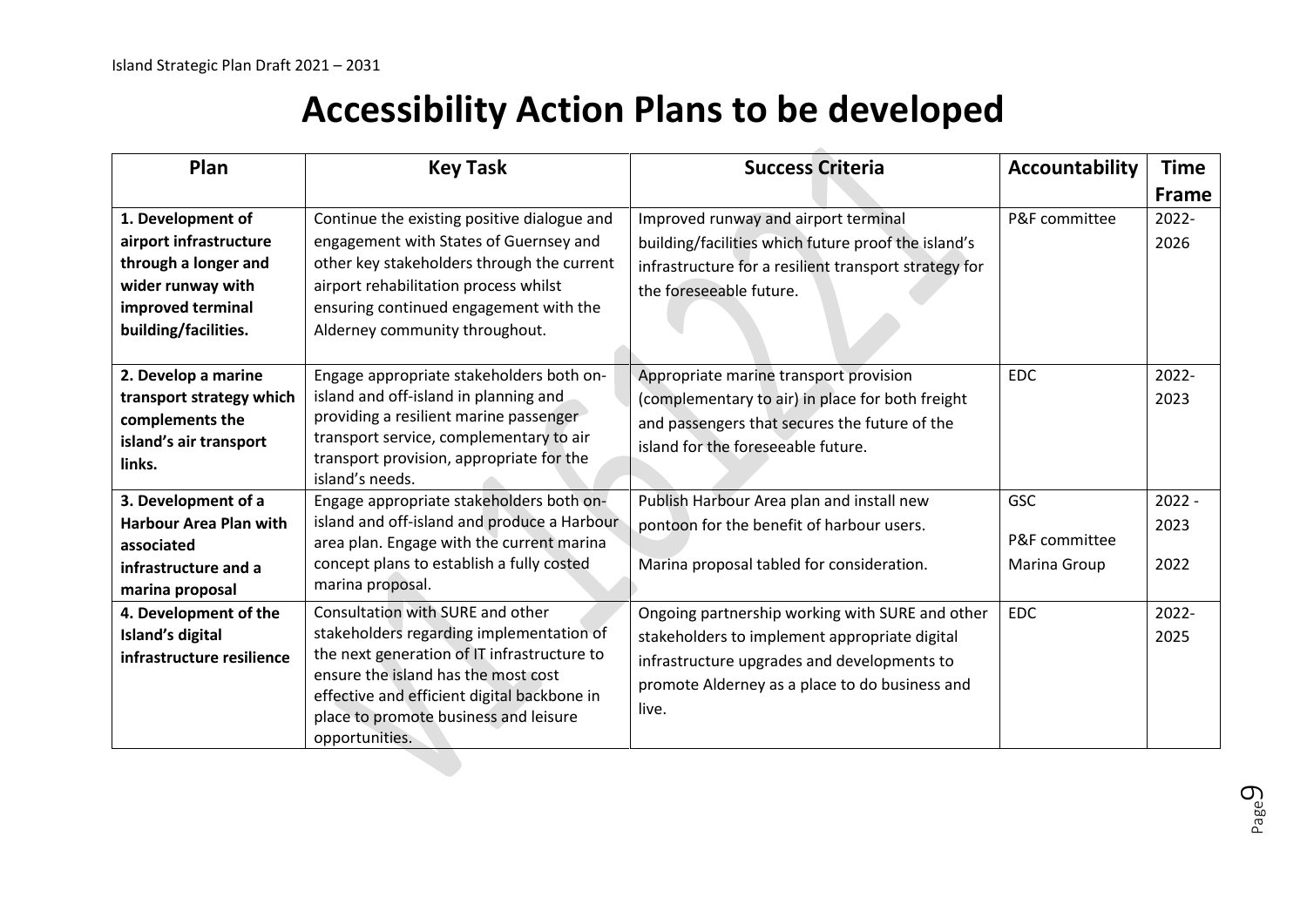# Accessibility Action Plans to be developed

| Plan | Key Task | Success Criteria | Accountability | Time Frame |
|---|---|---|---|---|
| **1. Development of airport infrastructure through a longer and wider runway with improved terminal building/facilities.** | Continue the existing positive dialogue and engagement with States of Guernsey and other key stakeholders through the current airport rehabilitation process whilst ensuring continued engagement with the Alderney community throughout. | Improved runway and airport terminal building/facilities which future proof the island's infrastructure for a resilient transport strategy for the foreseeable future. | P&F committee | 2022-2026 |
| **2. Develop a marine transport strategy which complements the island's air transport links.** | Engage appropriate stakeholders both on-island and off-island in planning and providing a resilient marine passenger transport service, complementary to air transport provision, appropriate for the island's needs. | Appropriate marine transport provision (complementary to air) in place for both freight and passengers that secures the future of the island for the foreseeable future. | EDC | 2022-2023 |
| **3. Development of a Harbour Area Plan with associated infrastructure and a marina proposal** | Engage appropriate stakeholders both on-island and off-island and produce a Harbour area plan. Engage with the current marina concept plans to establish a fully costed marina proposal. | Publish Harbour Area plan and install new pontoon for the benefit of harbour users.<br><br>Marina proposal tabled for consideration. | GSC<br><br>P&F committee<br><br>Marina Group | 2022 - 2023<br><br>2022 |
| **4. Development of the Island's digital infrastructure resilience** | Consultation with SURE and other stakeholders regarding implementation of the next generation of IT infrastructure to ensure the island has the most cost effective and efficient digital backbone in place to promote business and leisure opportunities. | Ongoing partnership working with SURE and other stakeholders to implement appropriate digital infrastructure upgrades and developments to promote Alderney as a place to do business and live. | EDC | 2022-2025 |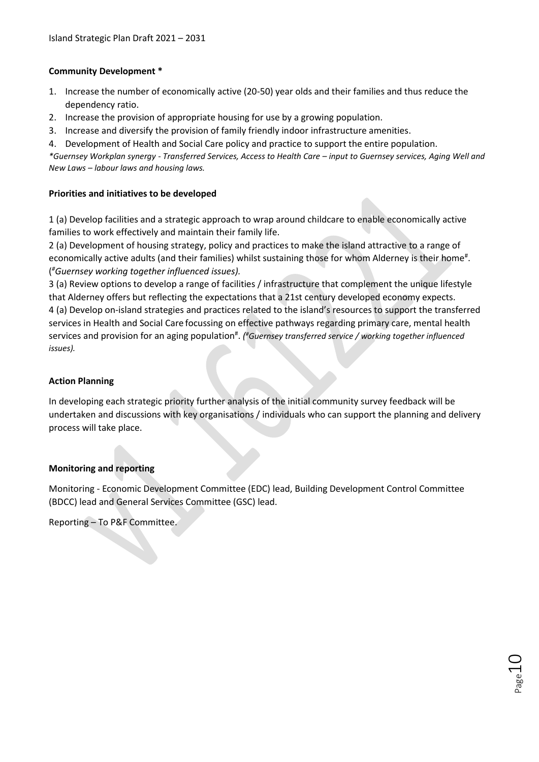**Community Development ***

1. Increase the number of economically active (20-50) year olds and their families and thus reduce the dependency ratio.
2. Increase the provision of appropriate housing for use by a growing population.
3. Increase and diversify the provision of family friendly indoor infrastructure amenities.
4. Development of Health and Social Care policy and practice to support the entire population.

**Guernsey Workplan synergy - Transferred Services, Access to Health Care – input to Guernsey services, Aging Well and New Laws – labour laws and housing laws.*

**Priorities and initiatives to be developed**

1 (a) Develop facilities and a strategic approach to wrap around childcare to enable economically active families to work effectively and maintain their family life.

2 (a) Development of housing strategy, policy and practices to make the island attractive to a range of economically active adults (and their families) whilst sustaining those for whom Alderney is their home#. (*#Guernsey working together influenced issues).*

3 (a) Review options to develop a range of facilities / infrastructure that complement the unique lifestyle that Alderney offers but reflecting the expectations that a 21st century developed economy expects.

4 (a) Develop on-island strategies and practices related to the island's resources to support the transferred services in Health and Social Care focussing on effective pathways regarding primary care, mental health services and provision for an aging population#. *(#Guernsey transferred service / working together influenced issues).*

**Action Planning**

In developing each strategic priority further analysis of the initial community survey feedback will be undertaken and discussions with key organisations / individuals who can support the planning and delivery process will take place.

**Monitoring and reporting**

Monitoring - Economic Development Committee (EDC) lead, Building Development Control Committee (BDCC) lead and General Services Committee (GSC) lead.

Reporting – To P&F Committee.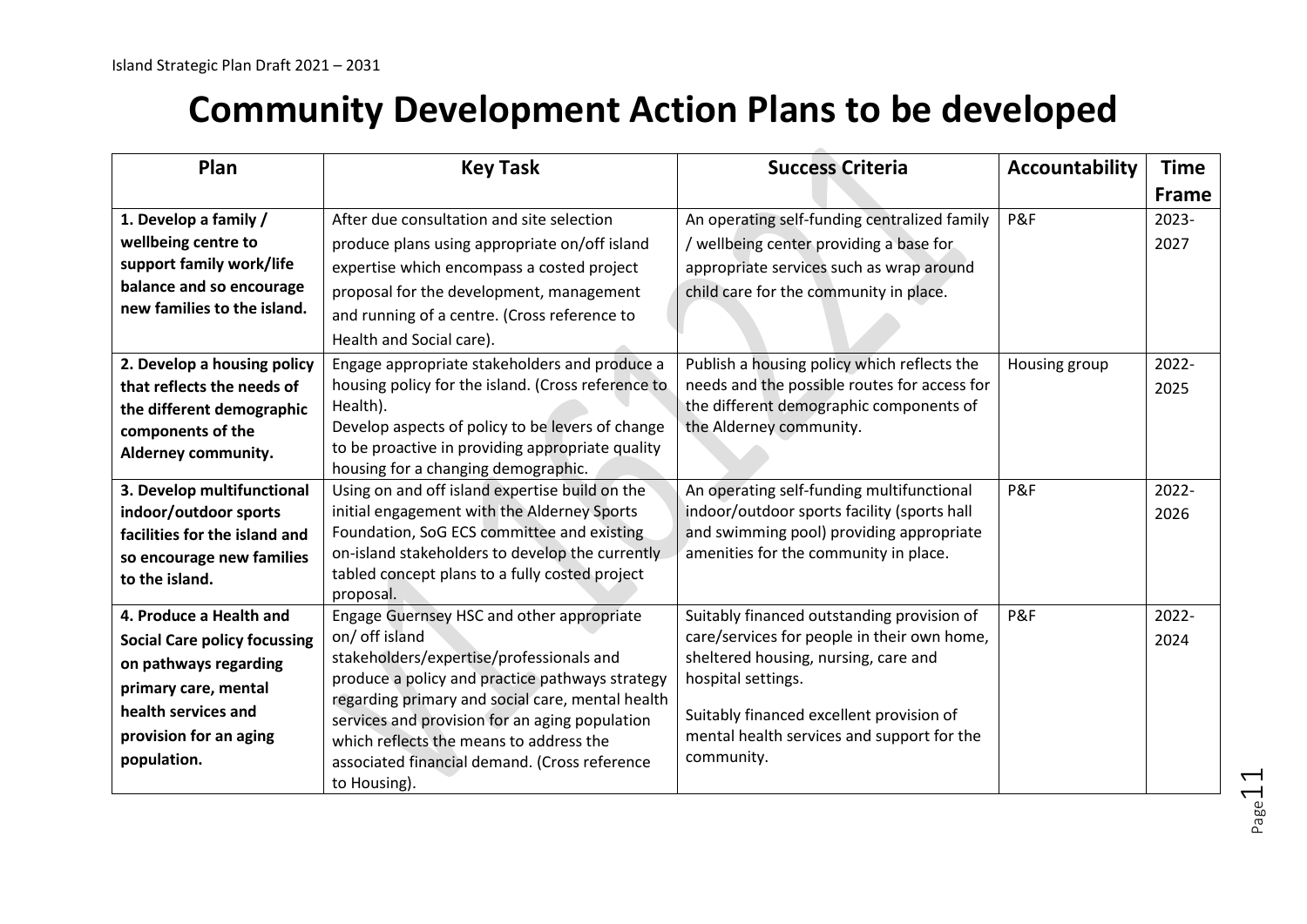# Community Development Action Plans to be developed

| Plan | Key Task | Success Criteria | Accountability | Time Frame |
|---|---|---|---|---|
| **1. Develop a family / wellbeing centre to support family work/life balance and so encourage new families to the island.** | After due consultation and site selection produce plans using appropriate on/off island expertise which encompass a costed project proposal for the development, management and running of a centre. (Cross reference to Health and Social care). | An operating self-funding centralized family / wellbeing center providing a base for appropriate services such as wrap around child care for the community in place. | P&F | 2023-2027 |
| **2. Develop a housing policy that reflects the needs of the different demographic components of the Alderney community.** | Engage appropriate stakeholders and produce a housing policy for the island. (Cross reference to Health). Develop aspects of policy to be levers of change to be proactive in providing appropriate quality housing for a changing demographic. | Publish a housing policy which reflects the needs and the possible routes for access for the different demographic components of the Alderney community. | Housing group | 2022-2025 |
| **3. Develop multifunctional indoor/outdoor sports facilities for the island and so encourage new families to the island.** | Using on and off island expertise build on the initial engagement with the Alderney Sports Foundation, SoG ECS committee and existing on-island stakeholders to develop the currently tabled concept plans to a fully costed project proposal. | An operating self-funding multifunctional indoor/outdoor sports facility (sports hall and swimming pool) providing appropriate amenities for the community in place. | P&F | 2022-2026 |
| **4. Produce a Health and Social Care policy focussing on pathways regarding primary care, mental health services and provision for an aging population.** | Engage Guernsey HSC and other appropriate on/ off island stakeholders/expertise/professionals and produce a policy and practice pathways strategy regarding primary and social care, mental health services and provision for an aging population which reflects the means to address the associated financial demand. (Cross reference to Housing). | Suitably financed outstanding provision of care/services for people in their own home, sheltered housing, nursing, care and hospital settings.<br><br>Suitably financed excellent provision of mental health services and support for the community. | P&F | 2022-2024 |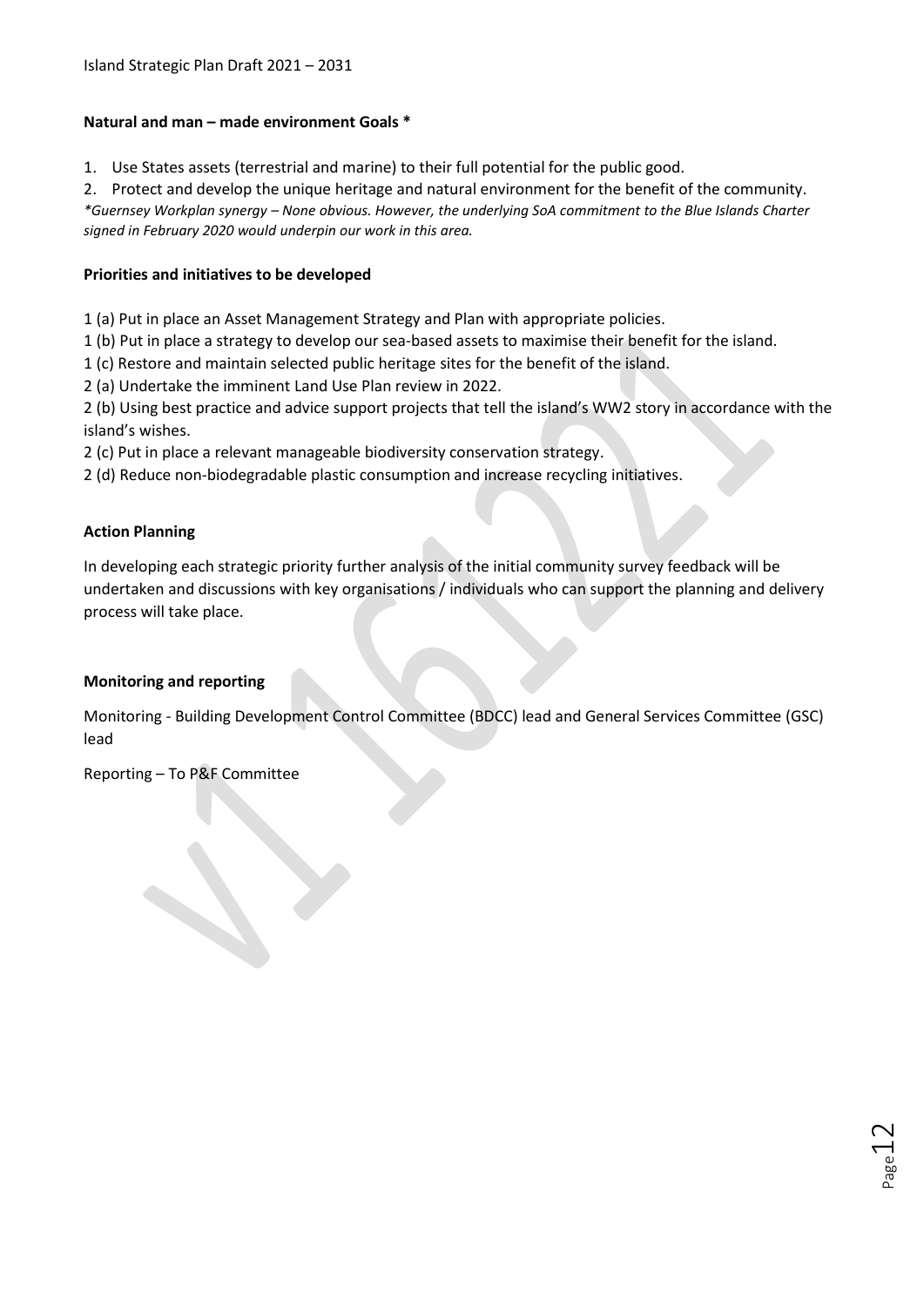**Natural and man – made environment Goals ***

1. Use States assets (terrestrial and marine) to their full potential for the public good.
2. Protect and develop the unique heritage and natural environment for the benefit of the community.

*\*Guernsey Workplan synergy – None obvious. However, the underlying SoA commitment to the Blue Islands Charter signed in February 2020 would underpin our work in this area.*

**Priorities and initiatives to be developed**

1 (a) Put in place an Asset Management Strategy and Plan with appropriate policies.
1 (b) Put in place a strategy to develop our sea-based assets to maximise their benefit for the island.
1 (c) Restore and maintain selected public heritage sites for the benefit of the island.
2 (a) Undertake the imminent Land Use Plan review in 2022.
2 (b) Using best practice and advice support projects that tell the island's WW2 story in accordance with the island's wishes.
2 (c) Put in place a relevant manageable biodiversity conservation strategy.
2 (d) Reduce non-biodegradable plastic consumption and increase recycling initiatives.

**Action Planning**

In developing each strategic priority further analysis of the initial community survey feedback will be undertaken and discussions with key organisations / individuals who can support the planning and delivery process will take place.

**Monitoring and reporting**

Monitoring - Building Development Control Committee (BDCC) lead and General Services Committee (GSC) lead

Reporting – To P&F Committee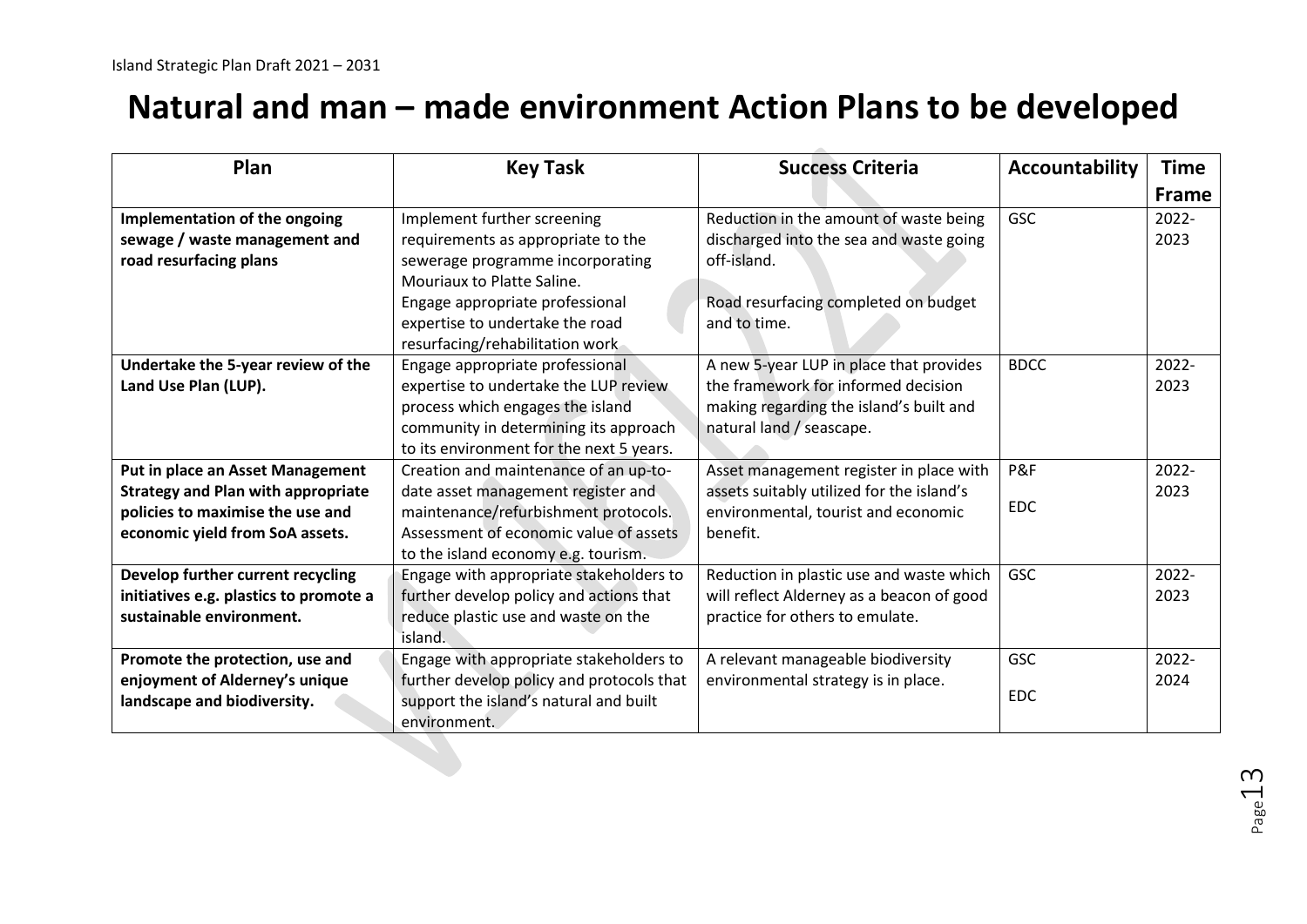# Natural and man – made environment Action Plans to be developed

| Plan | Key Task | Success Criteria | Accountability | Time Frame |
|---|---|---|---|---|
| **Implementation of the ongoing sewage / waste management and road resurfacing plans** | Implement further screening requirements as appropriate to the sewerage programme incorporating Mouriaux to Platte Saline.<br>Engage appropriate professional expertise to undertake the road resurfacing/rehabilitation work | Reduction in the amount of waste being discharged into the sea and waste going off-island.<br><br>Road resurfacing completed on budget and to time. | GSC | 2022-2023 |
| **Undertake the 5-year review of the Land Use Plan (LUP).** | Engage appropriate professional expertise to undertake the LUP review process which engages the island community in determining its approach to its environment for the next 5 years. | A new 5-year LUP in place that provides the framework for informed decision making regarding the island's built and natural land / seascape. | BDCC | 2022-2023 |
| **Put in place an Asset Management Strategy and Plan with appropriate policies to maximise the use and economic yield from SoA assets.** | Creation and maintenance of an up-to-date asset management register and maintenance/refurbishment protocols. Assessment of economic value of assets to the island economy e.g. tourism. | Asset management register in place with assets suitably utilized for the island's environmental, tourist and economic benefit. | P&F<br><br>EDC | 2022-2023 |
| **Develop further current recycling initiatives e.g. plastics to promote a sustainable environment.** | Engage with appropriate stakeholders to further develop policy and actions that reduce plastic use and waste on the island. | Reduction in plastic use and waste which will reflect Alderney as a beacon of good practice for others to emulate. | GSC | 2022-2023 |
| **Promote the protection, use and enjoyment of Alderney's unique landscape and biodiversity.** | Engage with appropriate stakeholders to further develop policy and protocols that support the island's natural and built environment. | A relevant manageable biodiversity environmental strategy is in place. | GSC<br><br>EDC | 2022-2024 |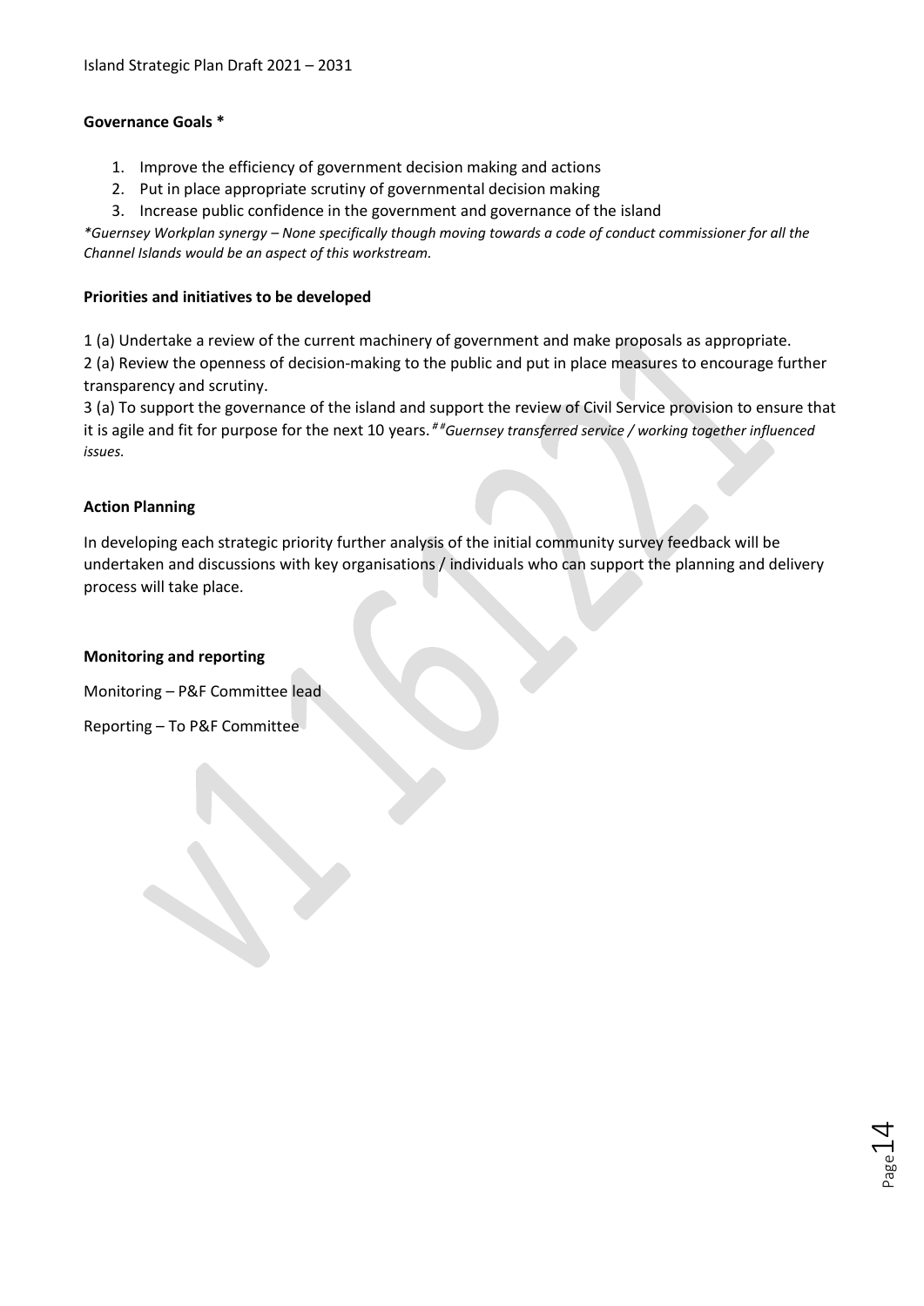**Governance Goals \***

1. Improve the efficiency of government decision making and actions
2. Put in place appropriate scrutiny of governmental decision making
3. Increase public confidence in the government and governance of the island

*\*Guernsey Workplan synergy – None specifically though moving towards a code of conduct commissioner for all the Channel Islands would be an aspect of this workstream.*

**Priorities and initiatives to be developed**

1 (a) Undertake a review of the current machinery of government and make proposals as appropriate.

2 (a) Review the openness of decision-making to the public and put in place measures to encourage further transparency and scrutiny.

3 (a) To support the governance of the island and support the review of Civil Service provision to ensure that it is agile and fit for purpose for the next 10 years. ## *Guernsey transferred service / working together influenced issues.*

**Action Planning**

In developing each strategic priority further analysis of the initial community survey feedback will be undertaken and discussions with key organisations / individuals who can support the planning and delivery process will take place.

**Monitoring and reporting**

Monitoring – P&F Committee lead

Reporting – To P&F Committee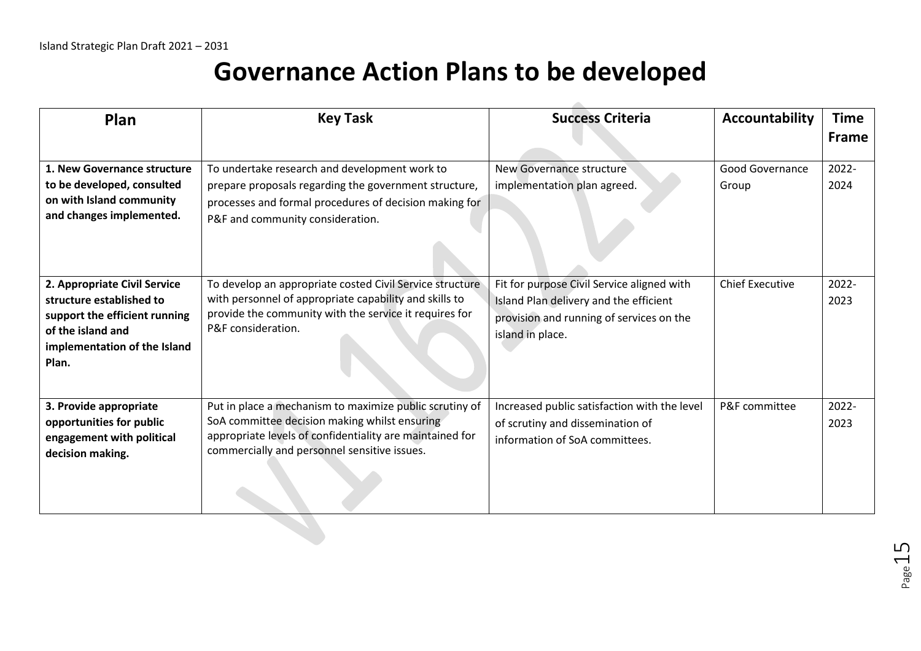# Governance Action Plans to be developed

| Plan | Key Task | Success Criteria | Accountability | Time Frame |
|---|---|---|---|---|
| **1. New Governance structure to be developed, consulted on with Island community and changes implemented.** | To undertake research and development work to prepare proposals regarding the government structure, processes and formal procedures of decision making for P&F and community consideration. | New Governance structure implementation plan agreed. | Good Governance Group | 2022-2024 |
| **2. Appropriate Civil Service structure established to support the efficient running of the island and implementation of the Island Plan.** | To develop an appropriate costed Civil Service structure with personnel of appropriate capability and skills to provide the community with the service it requires for P&F consideration. | Fit for purpose Civil Service aligned with Island Plan delivery and the efficient provision and running of services on the island in place. | Chief Executive | 2022-2023 |
| **3. Provide appropriate opportunities for public engagement with political decision making.** | Put in place a mechanism to maximize public scrutiny of SoA committee decision making whilst ensuring appropriate levels of confidentiality are maintained for commercially and personnel sensitive issues. | Increased public satisfaction with the level of scrutiny and dissemination of information of SoA committees. | P&F committee | 2022-2023 |